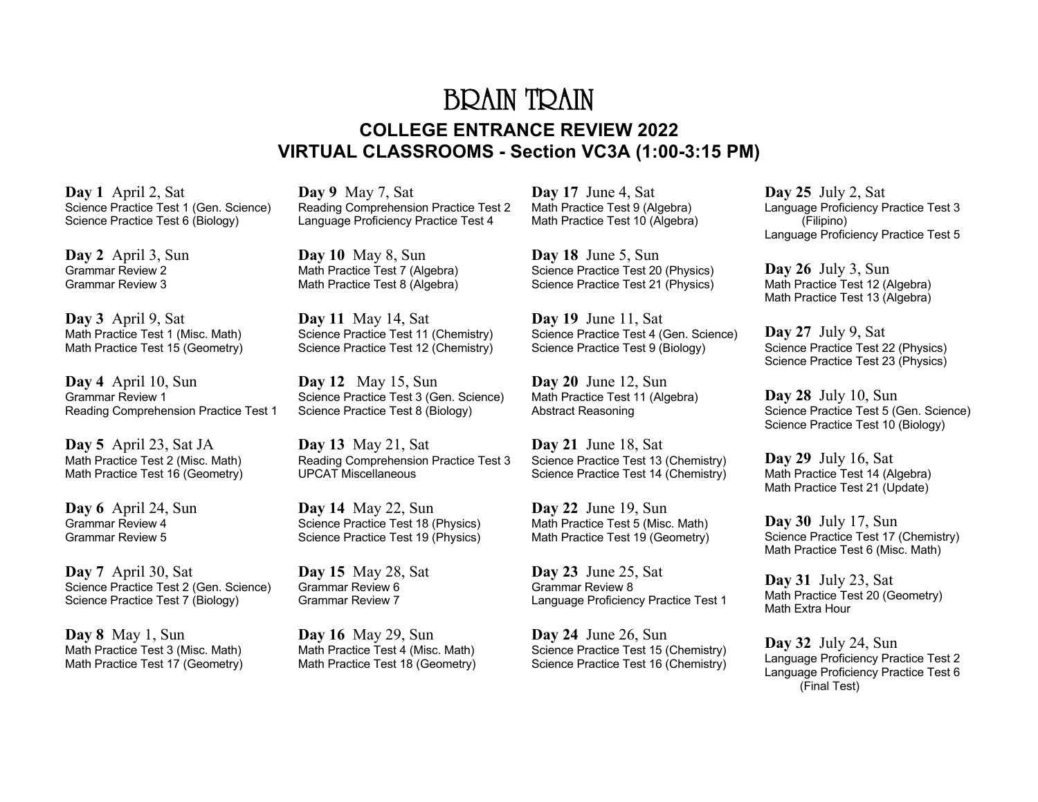# BRAIN TRAIN

## COLLEGE ENTRANCE REVIEW 2022
## VIRTUAL CLASSROOMS - Section VC3A (1:00-3:15 PM)

**Day 1** April 2, Sat
Science Practice Test 1 (Gen. Science)
Science Practice Test 6 (Biology)

**Day 2** April 3, Sun
Grammar Review 2
Grammar Review 3

**Day 3** April 9, Sat
Math Practice Test 1 (Misc. Math)
Math Practice Test 15 (Geometry)

**Day 4** April 10, Sun
Grammar Review 1
Reading Comprehension Practice Test 1

**Day 5** April 23, Sat JA
Math Practice Test 2 (Misc. Math)
Math Practice Test 16 (Geometry)

**Day 6** April 24, Sun
Grammar Review 4
Grammar Review 5

**Day 7** April 30, Sat
Science Practice Test 2 (Gen. Science)
Science Practice Test 7 (Biology)

**Day 8** May 1, Sun
Math Practice Test 3 (Misc. Math)
Math Practice Test 17 (Geometry)

**Day 9** May 7, Sat
Reading Comprehension Practice Test 2
Language Proficiency Practice Test 4

**Day 10** May 8, Sun
Math Practice Test 7 (Algebra)
Math Practice Test 8 (Algebra)

**Day 11** May 14, Sat
Science Practice Test 11 (Chemistry)
Science Practice Test 12 (Chemistry)

**Day 12** May 15, Sun
Science Practice Test 3 (Gen. Science)
Science Practice Test 8 (Biology)

**Day 13** May 21, Sat
Reading Comprehension Practice Test 3
UPCAT Miscellaneous

**Day 14** May 22, Sun
Science Practice Test 18 (Physics)
Science Practice Test 19 (Physics)

**Day 15** May 28, Sat
Grammar Review 6
Grammar Review 7

**Day 16** May 29, Sun
Math Practice Test 4 (Misc. Math)
Math Practice Test 18 (Geometry)

**Day 17** June 4, Sat
Math Practice Test 9 (Algebra)
Math Practice Test 10 (Algebra)

**Day 18** June 5, Sun
Science Practice Test 20 (Physics)
Science Practice Test 21 (Physics)

**Day 19** June 11, Sat
Science Practice Test 4 (Gen. Science)
Science Practice Test 9 (Biology)

**Day 20** June 12, Sun
Math Practice Test 11 (Algebra)
Abstract Reasoning

**Day 21** June 18, Sat
Science Practice Test 13 (Chemistry)
Science Practice Test 14 (Chemistry)

**Day 22** June 19, Sun
Math Practice Test 5 (Misc. Math)
Math Practice Test 19 (Geometry)

**Day 23** June 25, Sat
Grammar Review 8
Language Proficiency Practice Test 1

**Day 24** June 26, Sun
Science Practice Test 15 (Chemistry)
Science Practice Test 16 (Chemistry)

**Day 25** July 2, Sat
Language Proficiency Practice Test 3 (Filipino)
Language Proficiency Practice Test 5

**Day 26** July 3, Sun
Math Practice Test 12 (Algebra)
Math Practice Test 13 (Algebra)

**Day 27** July 9, Sat
Science Practice Test 22 (Physics)
Science Practice Test 23 (Physics)

**Day 28** July 10, Sun
Science Practice Test 5 (Gen. Science)
Science Practice Test 10 (Biology)

**Day 29** July 16, Sat
Math Practice Test 14 (Algebra)
Math Practice Test 21 (Update)

**Day 30** July 17, Sun
Science Practice Test 17 (Chemistry)
Math Practice Test 6 (Misc. Math)

**Day 31** July 23, Sat
Math Practice Test 20 (Geometry)
Math Extra Hour

**Day 32** July 24, Sun
Language Proficiency Practice Test 2
Language Proficiency Practice Test 6 (Final Test)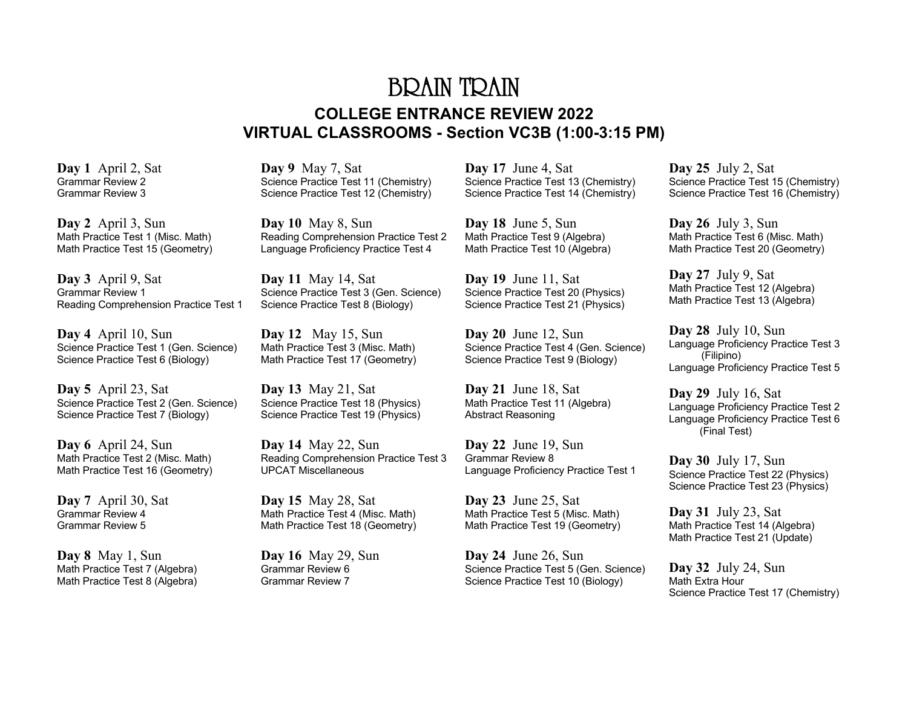# BRAIN TRAIN

## COLLEGE ENTRANCE REVIEW 2022
## VIRTUAL CLASSROOMS - Section VC3B (1:00-3:15 PM)

**Day 1** April 2, Sat
Grammar Review 2
Grammar Review 3

**Day 2** April 3, Sun
Math Practice Test 1 (Misc. Math)
Math Practice Test 15 (Geometry)

**Day 3** April 9, Sat
Grammar Review 1
Reading Comprehension Practice Test 1

**Day 4** April 10, Sun
Science Practice Test 1 (Gen. Science)
Science Practice Test 6 (Biology)

**Day 5** April 23, Sat
Science Practice Test 2 (Gen. Science)
Science Practice Test 7 (Biology)

**Day 6** April 24, Sun
Math Practice Test 2 (Misc. Math)
Math Practice Test 16 (Geometry)

**Day 7** April 30, Sat
Grammar Review 4
Grammar Review 5

**Day 8** May 1, Sun
Math Practice Test 7 (Algebra)
Math Practice Test 8 (Algebra)

**Day 9** May 7, Sat
Science Practice Test 11 (Chemistry)
Science Practice Test 12 (Chemistry)

**Day 10** May 8, Sun
Reading Comprehension Practice Test 2
Language Proficiency Practice Test 4

**Day 11** May 14, Sat
Science Practice Test 3 (Gen. Science)
Science Practice Test 8 (Biology)

**Day 12** May 15, Sun
Math Practice Test 3 (Misc. Math)
Math Practice Test 17 (Geometry)

**Day 13** May 21, Sat
Science Practice Test 18 (Physics)
Science Practice Test 19 (Physics)

**Day 14** May 22, Sun
Reading Comprehension Practice Test 3
UPCAT Miscellaneous

**Day 15** May 28, Sat
Math Practice Test 4 (Misc. Math)
Math Practice Test 18 (Geometry)

**Day 16** May 29, Sun
Grammar Review 6
Grammar Review 7

**Day 17** June 4, Sat
Science Practice Test 13 (Chemistry)
Science Practice Test 14 (Chemistry)

**Day 18** June 5, Sun
Math Practice Test 9 (Algebra)
Math Practice Test 10 (Algebra)

**Day 19** June 11, Sat
Science Practice Test 20 (Physics)
Science Practice Test 21 (Physics)

**Day 20** June 12, Sun
Science Practice Test 4 (Gen. Science)
Science Practice Test 9 (Biology)

**Day 21** June 18, Sat
Math Practice Test 11 (Algebra)
Abstract Reasoning

**Day 22** June 19, Sun
Grammar Review 8
Language Proficiency Practice Test 1

**Day 23** June 25, Sat
Math Practice Test 5 (Misc. Math)
Math Practice Test 19 (Geometry)

**Day 24** June 26, Sun
Science Practice Test 5 (Gen. Science)
Science Practice Test 10 (Biology)

**Day 25** July 2, Sat
Science Practice Test 15 (Chemistry)
Science Practice Test 16 (Chemistry)

**Day 26** July 3, Sun
Math Practice Test 6 (Misc. Math)
Math Practice Test 20 (Geometry)

**Day 27** July 9, Sat
Math Practice Test 12 (Algebra)
Math Practice Test 13 (Algebra)

**Day 28** July 10, Sun
Language Proficiency Practice Test 3 (Filipino)
Language Proficiency Practice Test 5

**Day 29** July 16, Sat
Language Proficiency Practice Test 2
Language Proficiency Practice Test 6 (Final Test)

**Day 30** July 17, Sun
Science Practice Test 22 (Physics)
Science Practice Test 23 (Physics)

**Day 31** July 23, Sat
Math Practice Test 14 (Algebra)
Math Practice Test 21 (Update)

**Day 32** July 24, Sun
Math Extra Hour
Science Practice Test 17 (Chemistry)